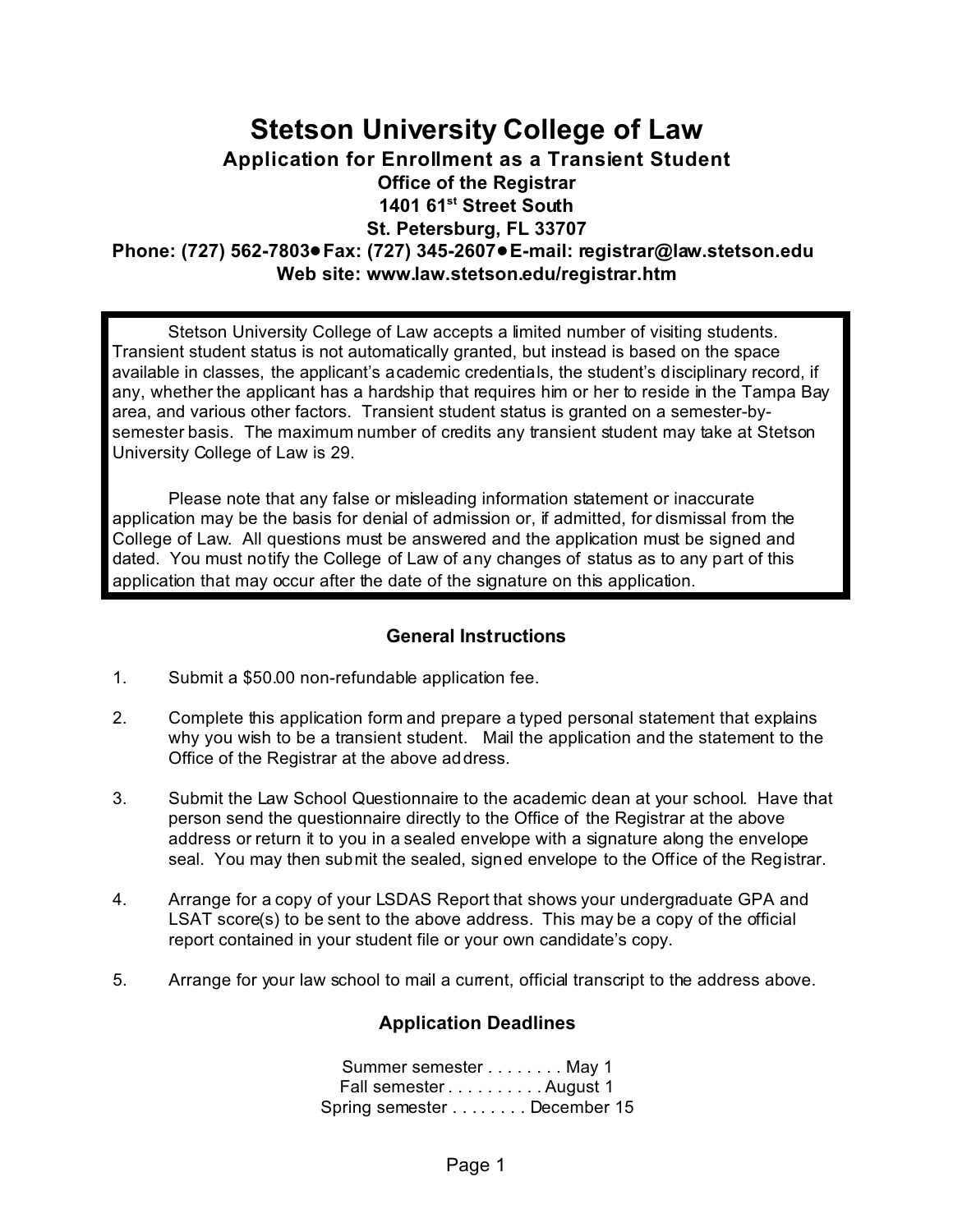# Stetson University College of Law

## Application for Enrollment as a Transient Student

**Office of the Registrar**
**1401 61st Street South**
**St. Petersburg, FL 33707**
**Phone: (727) 562-7803● Fax: (727) 345-2607● E-mail: registrar@law.stetson.edu**
**Web site: www.law.stetson.edu/registrar.htm**

Stetson University College of Law accepts a limited number of visiting students. Transient student status is not automatically granted, but instead is based on the space available in classes, the applicant's academic credentials, the student's disciplinary record, if any, whether the applicant has a hardship that requires him or her to reside in the Tampa Bay area, and various other factors. Transient student status is granted on a semester-by-semester basis. The maximum number of credits any transient student may take at Stetson University College of Law is 29.

Please note that any false or misleading information statement or inaccurate application may be the basis for denial of admission or, if admitted, for dismissal from the College of Law. All questions must be answered and the application must be signed and dated. You must notify the College of Law of any changes of status as to any part of this application that may occur after the date of the signature on this application.

### General Instructions

1. Submit a $50.00 non-refundable application fee.

2. Complete this application form and prepare a typed personal statement that explains why you wish to be a transient student. Mail the application and the statement to the Office of the Registrar at the above address.

3. Submit the Law School Questionnaire to the academic dean at your school. Have that person send the questionnaire directly to the Office of the Registrar at the above address or return it to you in a sealed envelope with a signature along the envelope seal. You may then submit the sealed, signed envelope to the Office of the Registrar.

4. Arrange for a copy of your LSDAS Report that shows your undergraduate GPA and LSAT score(s) to be sent to the above address. This may be a copy of the official report contained in your student file or your own candidate's copy.

5. Arrange for your law school to mail a current, official transcript to the address above.

### Application Deadlines

Summer semester . . . . . . . . May 1
Fall semester . . . . . . . . . . August 1
Spring semester . . . . . . . . December 15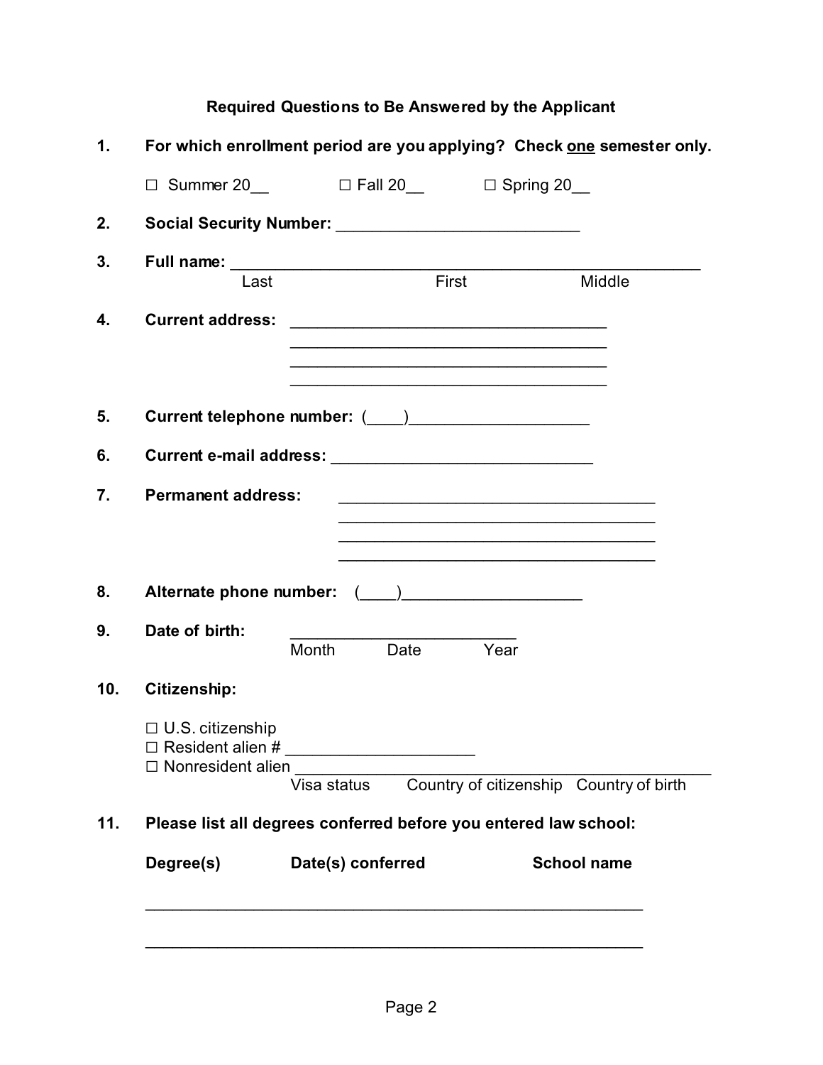## Required Questions to Be Answered by the Applicant

1. **For which enrollment period are you applying? Check <u>one</u> semester only.**

   ☐ Summer 20__ ☐ Fall 20__ ☐ Spring 20__

2. **Social Security Number:** ___________________________

3. **Full name:** ____________________________________________________
   Last First Middle

4. **Current address:** ___________________________________
   ___________________________________
   ___________________________________
   ___________________________________

5. **Current telephone number:** (____)____________________

6. **Current e-mail address:** _____________________________

7. **Permanent address:** ___________________________________
   ___________________________________
   ___________________________________
   ___________________________________

8. **Alternate phone number:** (____)____________________

9. **Date of birth:** _________________________
   Month Date Year

10. **Citizenship:**

    ☐ U.S. citizenship
    ☐ Resident alien # ____________________
    ☐ Nonresident alien ______________________________________________
    Visa status Country of citizenship Country of birth

11. **Please list all degrees conferred before you entered law school:**

    **Degree(s)** **Date(s) conferred** **School name**

    _______________________________________________________

    _______________________________________________________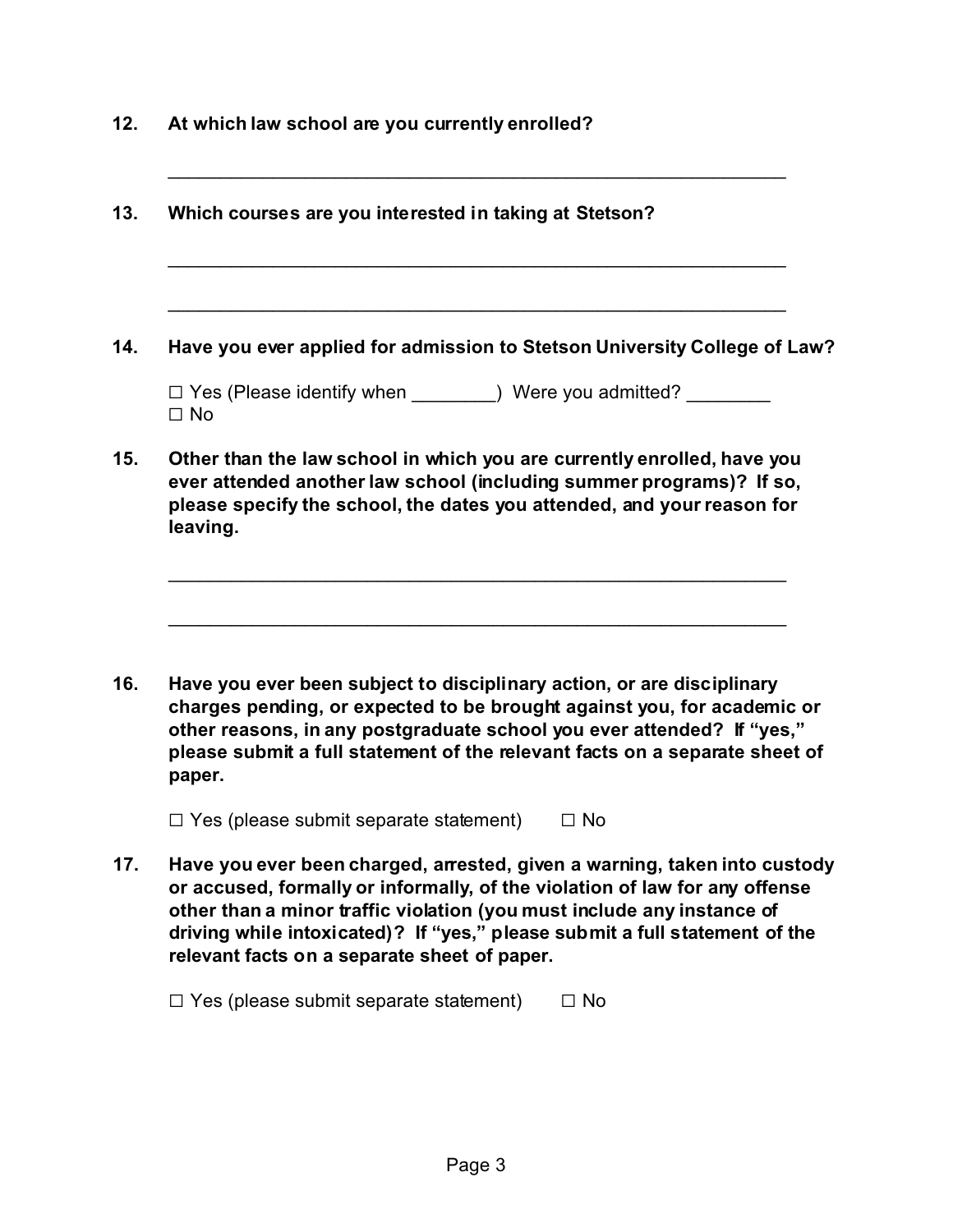**12. At which law school are you currently enrolled?**

_______________________________________________________________

**13. Which courses are you interested in taking at Stetson?**

_______________________________________________________________

_______________________________________________________________

**14. Have you ever applied for admission to Stetson University College of Law?**

☐ Yes (Please identify when ________) Were you admitted? ________
☐ No

**15. Other than the law school in which you are currently enrolled, have you ever attended another law school (including summer programs)? If so, please specify the school, the dates you attended, and your reason for leaving.**

_______________________________________________________________

_______________________________________________________________

**16. Have you ever been subject to disciplinary action, or are disciplinary charges pending, or expected to be brought against you, for academic or other reasons, in any postgraduate school you ever attended? If "yes," please submit a full statement of the relevant facts on a separate sheet of paper.**

☐ Yes (please submit separate statement) ☐ No

**17. Have you ever been charged, arrested, given a warning, taken into custody or accused, formally or informally, of the violation of law for any offense other than a minor traffic violation (you must include any instance of driving while intoxicated)? If "yes," please submit a full statement of the relevant facts on a separate sheet of paper.**

☐ Yes (please submit separate statement) ☐ No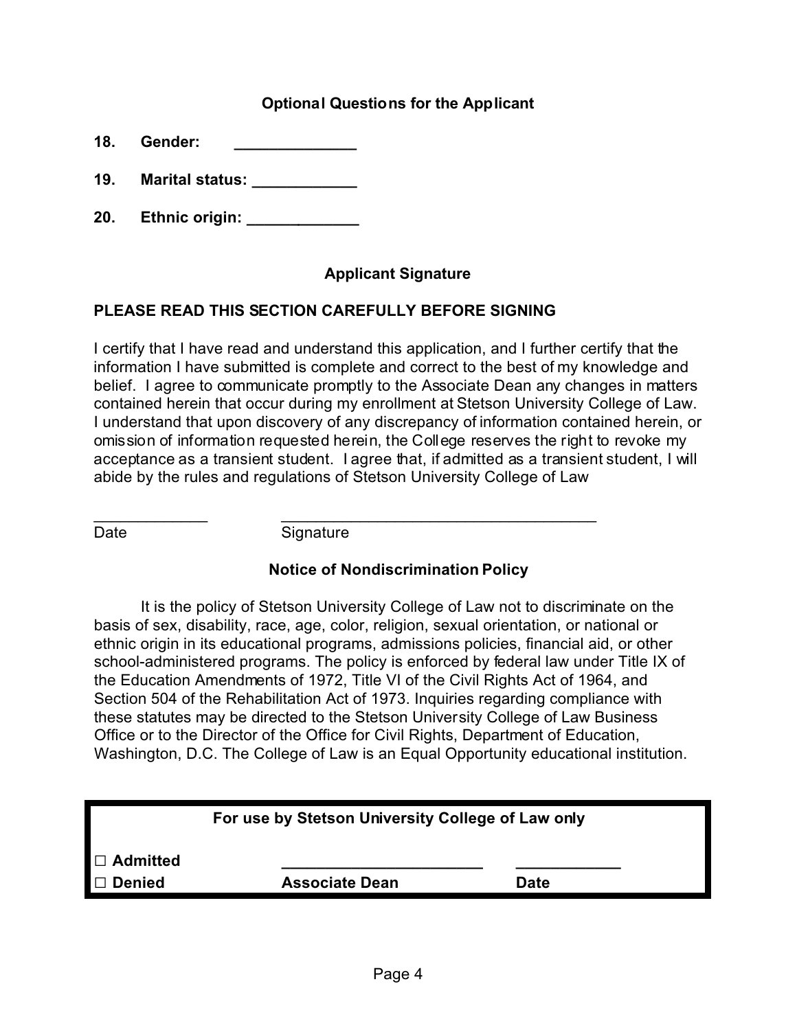### Optional Questions for the Applicant

**18. Gender:** ______________

**19. Marital status:** ____________

**20. Ethnic origin:** _____________

### Applicant Signature

**PLEASE READ THIS SECTION CAREFULLY BEFORE SIGNING**

I certify that I have read and understand this application, and I further certify that the information I have submitted is complete and correct to the best of my knowledge and belief. I agree to communicate promptly to the Associate Dean any changes in matters contained herein that occur during my enrollment at Stetson University College of Law. I understand that upon discovery of any discrepancy of information contained herein, or omission of information requested herein, the College reserves the right to revoke my acceptance as a transient student. I agree that, if admitted as a transient student, I will abide by the rules and regulations of Stetson University College of Law

_____________ _____________________________________

Date Signature

### Notice of Nondiscrimination Policy

It is the policy of Stetson University College of Law not to discriminate on the basis of sex, disability, race, age, color, religion, sexual orientation, or national or ethnic origin in its educational programs, admissions policies, financial aid, or other school-administered programs. The policy is enforced by federal law under Title IX of the Education Amendments of 1972, Title VI of the Civil Rights Act of 1964, and Section 504 of the Rehabilitation Act of 1973. Inquiries regarding compliance with these statutes may be directed to the Stetson University College of Law Business Office or to the Director of the Office for Civil Rights, Department of Education, Washington, D.C. The College of Law is an Equal Opportunity educational institution.

| For use by Stetson University College of Law only | | |
|---|---|---|
| □ **Admitted** | _______________________ | ____________ |
| □ **Denied** | **Associate Dean** | **Date** |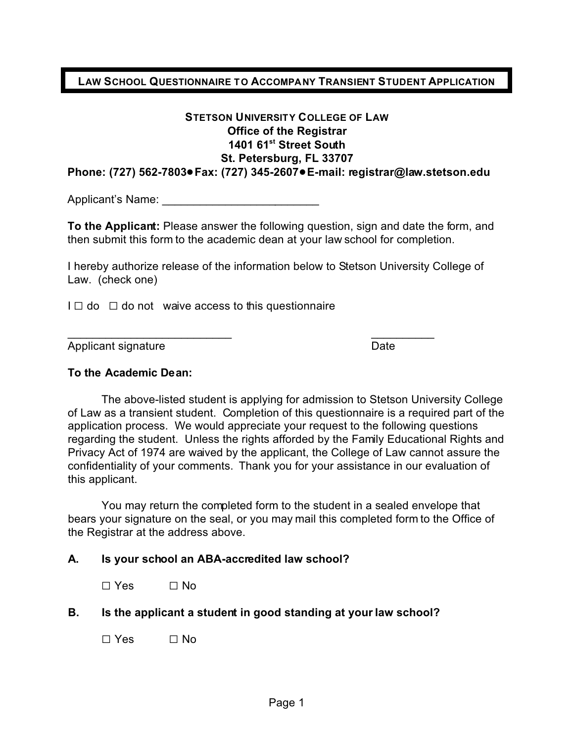# LAW SCHOOL QUESTIONNAIRE TO ACCOMPANY TRANSIENT STUDENT APPLICATION

**STETSON UNIVERSITY COLLEGE OF LAW**
**Office of the Registrar**
**1401 61st Street South**
**St. Petersburg, FL 33707**
**Phone: (727) 562-7803● Fax: (727) 345-2607● E-mail: registrar@law.stetson.edu**

Applicant's Name: ________________________

**To the Applicant:** Please answer the following question, sign and date the form, and then submit this form to the academic dean at your law school for completion.

I hereby authorize release of the information below to Stetson University College of Law. (check one)

I ☐ do ☐ do not waive access to this questionnaire

__________________________ __________
Applicant signature Date

**To the Academic Dean:**

The above-listed student is applying for admission to Stetson University College of Law as a transient student. Completion of this questionnaire is a required part of the application process. We would appreciate your request to the following questions regarding the student. Unless the rights afforded by the Family Educational Rights and Privacy Act of 1974 are waived by the applicant, the College of Law cannot assure the confidentiality of your comments. Thank you for your assistance in our evaluation of this applicant.

You may return the completed form to the student in a sealed envelope that bears your signature on the seal, or you may mail this completed form to the Office of the Registrar at the address above.

**A. Is your school an ABA-accredited law school?**

☐ Yes ☐ No

**B. Is the applicant a student in good standing at your law school?**

☐ Yes ☐ No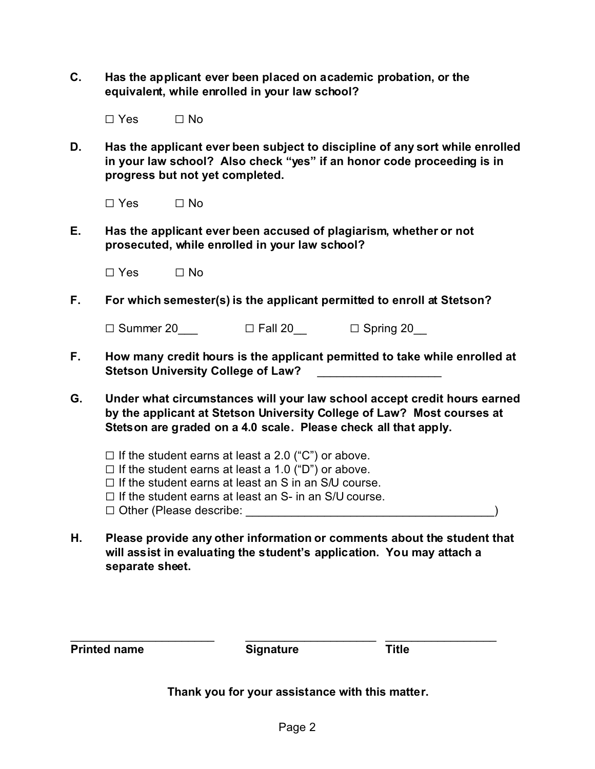**C. Has the applicant ever been placed on academic probation, or the equivalent, while enrolled in your law school?**

☐ Yes ☐ No

**D. Has the applicant ever been subject to discipline of any sort while enrolled in your law school? Also check "yes" if an honor code proceeding is in progress but not yet completed.**

☐ Yes ☐ No

**E. Has the applicant ever been accused of plagiarism, whether or not prosecuted, while enrolled in your law school?**

☐ Yes ☐ No

**F. For which semester(s) is the applicant permitted to enroll at Stetson?**

☐ Summer 20___ ☐ Fall 20__ ☐ Spring 20__

**F. How many credit hours is the applicant permitted to take while enrolled at Stetson University College of Law?** ___________________

**G. Under what circumstances will your law school accept credit hours earned by the applicant at Stetson University College of Law? Most courses at Stetson are graded on a 4.0 scale. Please check all that apply.**

☐ If the student earns at least a 2.0 ("C") or above.
☐ If the student earns at least a 1.0 ("D") or above.
☐ If the student earns at least an S in an S/U course.
☐ If the student earns at least an S- in an S/U course.
☐ Other (Please describe: ______________________________________)

**H. Please provide any other information or comments about the student that will assist in evaluating the student's application. You may attach a separate sheet.**

_______________________ _____________________ _________________
**Printed name** **Signature** **Title**

**Thank you for your assistance with this matter.**